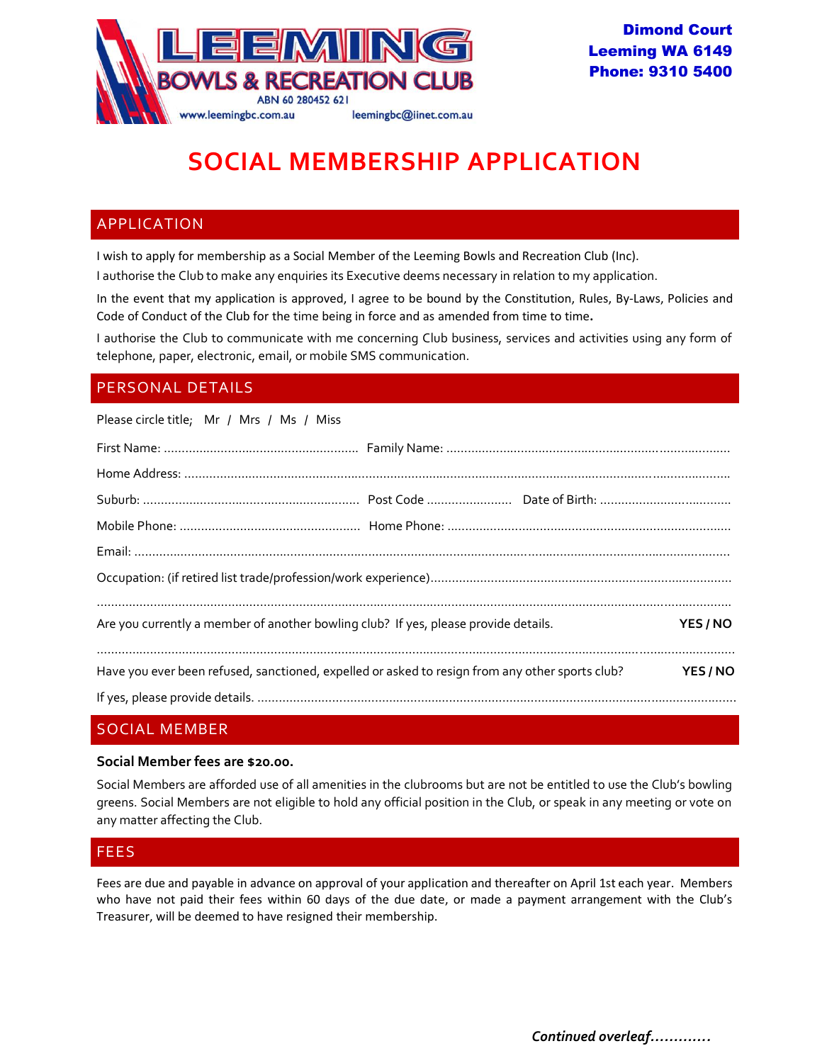**LEEMING BOWLS & RECREATION CLUB**
ABN 60 280452 621
www.leemingbc.com.au leemingbc@iinet.com.au

**Dimond Court**
**Leeming WA 6149**
**Phone: 9310 5400**

# SOCIAL MEMBERSHIP APPLICATION

## APPLICATION

I wish to apply for membership as a Social Member of the Leeming Bowls and Recreation Club (Inc).

I authorise the Club to make any enquiries its Executive deems necessary in relation to my application.

In the event that my application is approved, I agree to be bound by the Constitution, Rules, By-Laws, Policies and Code of Conduct of the Club for the time being in force and as amended from time to time.

I authorise the Club to communicate with me concerning Club business, services and activities using any form of telephone, paper, electronic, email, or mobile SMS communication.

## PERSONAL DETAILS

Please circle title; Mr / Mrs / Ms / Miss

First Name: ........................................................ Family Name: ..............................................................................

Home Address: ..........................................................................................................................................................

Suburb: ............................................................. Post Code ........................ Date of Birth: .....................................

Mobile Phone: ................................................... Home Phone: ................................................................................

Email: .........................................................................................................................................................................

Occupation: (if retired list trade/profession/work experience).....................................................................................

.....................................................................................................................................................................................

Are you currently a member of another bowling club? If yes, please provide details. **YES / NO**

.....................................................................................................................................................................................

Have you ever been refused, sanctioned, expelled or asked to resign from any other sports club? **YES / NO**

If yes, please provide details. ......................................................................................................................................

## SOCIAL MEMBER

**Social Member fees are $20.00.**

Social Members are afforded use of all amenities in the clubrooms but are not be entitled to use the Club's bowling greens. Social Members are not eligible to hold any official position in the Club, or speak in any meeting or vote on any matter affecting the Club.

## FEES

Fees are due and payable in advance on approval of your application and thereafter on April 1st each year. Members who have not paid their fees within 60 days of the due date, or made a payment arrangement with the Club's Treasurer, will be deemed to have resigned their membership.

***Continued overleaf............***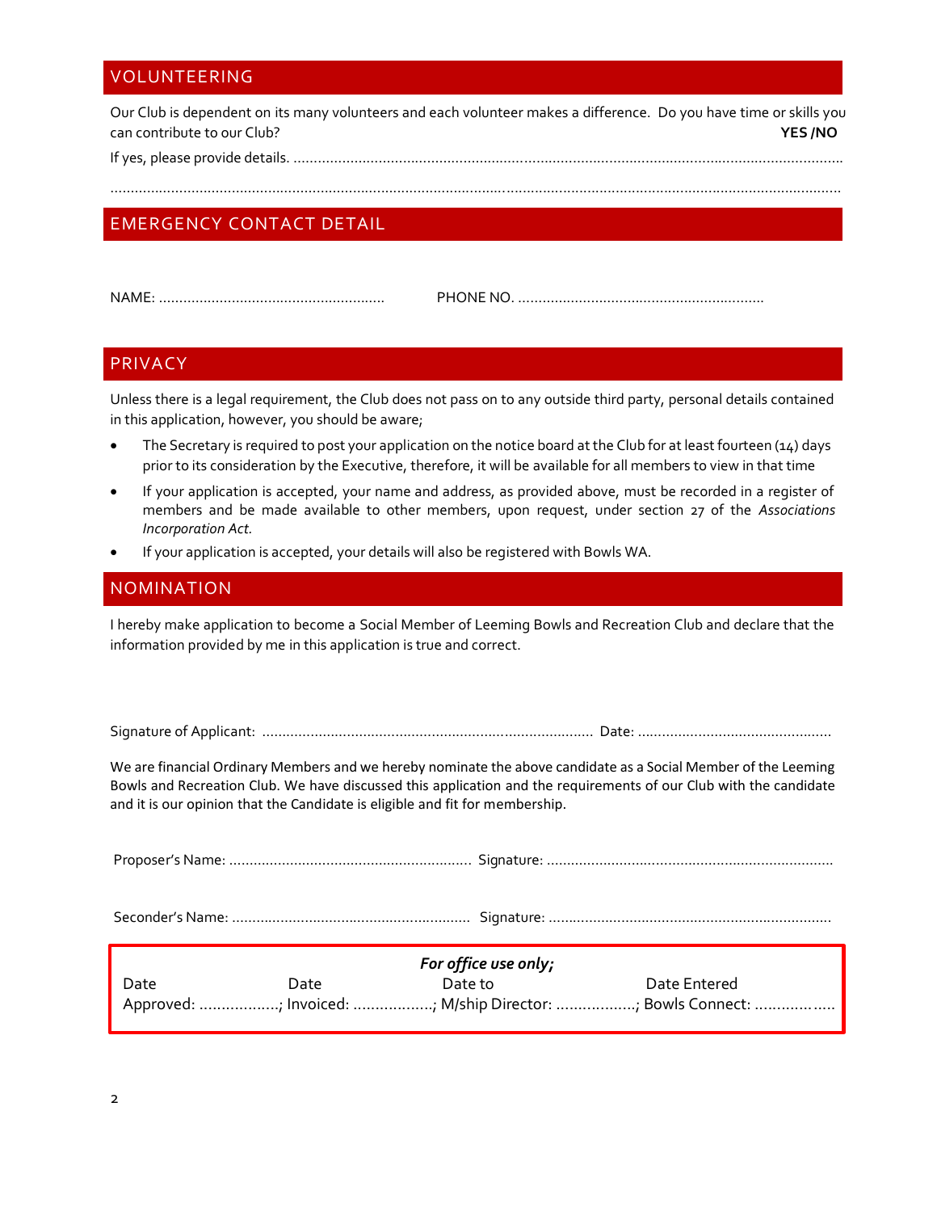## VOLUNTEERING

Our Club is dependent on its many volunteers and each volunteer makes a difference. Do you have time or skills you can contribute to our Club? **YES /NO**

If yes, please provide details. ......................................................................................................................................

......................................................................................................................................................................

## EMERGENCY CONTACT DETAIL

NAME: ........................................................ PHONE NO. .............................................................

## PRIVACY

Unless there is a legal requirement, the Club does not pass on to any outside third party, personal details contained in this application, however, you should be aware;

- The Secretary is required to post your application on the notice board at the Club for at least fourteen (14) days prior to its consideration by the Executive, therefore, it will be available for all members to view in that time
- If your application is accepted, your name and address, as provided above, must be recorded in a register of members and be made available to other members, upon request, under section 27 of the *Associations Incorporation Act.*
- If your application is accepted, your details will also be registered with Bowls WA.

## NOMINATION

I hereby make application to become a Social Member of Leeming Bowls and Recreation Club and declare that the information provided by me in this application is true and correct.

Signature of Applicant: ................................................................................. Date: ................................................

We are financial Ordinary Members and we hereby nominate the above candidate as a Social Member of the Leeming Bowls and Recreation Club. We have discussed this application and the requirements of our Club with the candidate and it is our opinion that the Candidate is eligible and fit for membership.

Proposer's Name: ........................................................... Signature: ......................................................................

Seconder's Name: .......................................................... Signature: .....................................................................

***For office use only;***

Date Approved: ..................; Date Invoiced: ..................; Date to M/ship Director: ..................; Date Entered Bowls Connect: ..................